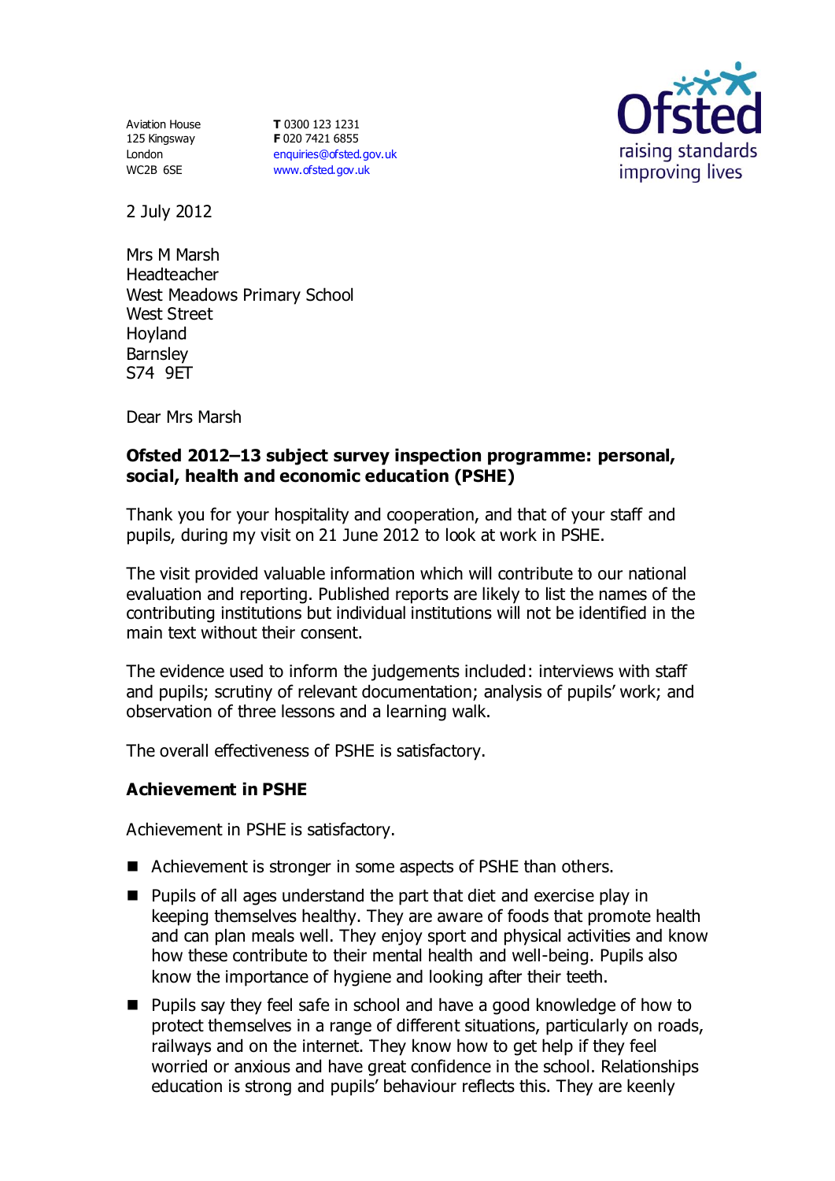Aviation House
125 Kingsway
London
WC2B 6SE

**T** 0300 123 1231
**F** 020 7421 6855
enquiries@ofsted.gov.uk
www.ofsted.gov.uk

2 July 2012

Mrs M Marsh
Headteacher
West Meadows Primary School
West Street
Hoyland
Barnsley
S74 9ET

Dear Mrs Marsh

**Ofsted 2012–13 subject survey inspection programme: personal, social, health and economic education (PSHE)**

Thank you for your hospitality and cooperation, and that of your staff and pupils, during my visit on 21 June 2012 to look at work in PSHE.

The visit provided valuable information which will contribute to our national evaluation and reporting. Published reports are likely to list the names of the contributing institutions but individual institutions will not be identified in the main text without their consent.

The evidence used to inform the judgements included: interviews with staff and pupils; scrutiny of relevant documentation; analysis of pupils' work; and observation of three lessons and a learning walk.

The overall effectiveness of PSHE is satisfactory.

## Achievement in PSHE

Achievement in PSHE is satisfactory.

- Achievement is stronger in some aspects of PSHE than others.
- Pupils of all ages understand the part that diet and exercise play in keeping themselves healthy. They are aware of foods that promote health and can plan meals well. They enjoy sport and physical activities and know how these contribute to their mental health and well-being. Pupils also know the importance of hygiene and looking after their teeth.
- Pupils say they feel safe in school and have a good knowledge of how to protect themselves in a range of different situations, particularly on roads, railways and on the internet. They know how to get help if they feel worried or anxious and have great confidence in the school. Relationships education is strong and pupils' behaviour reflects this. They are keenly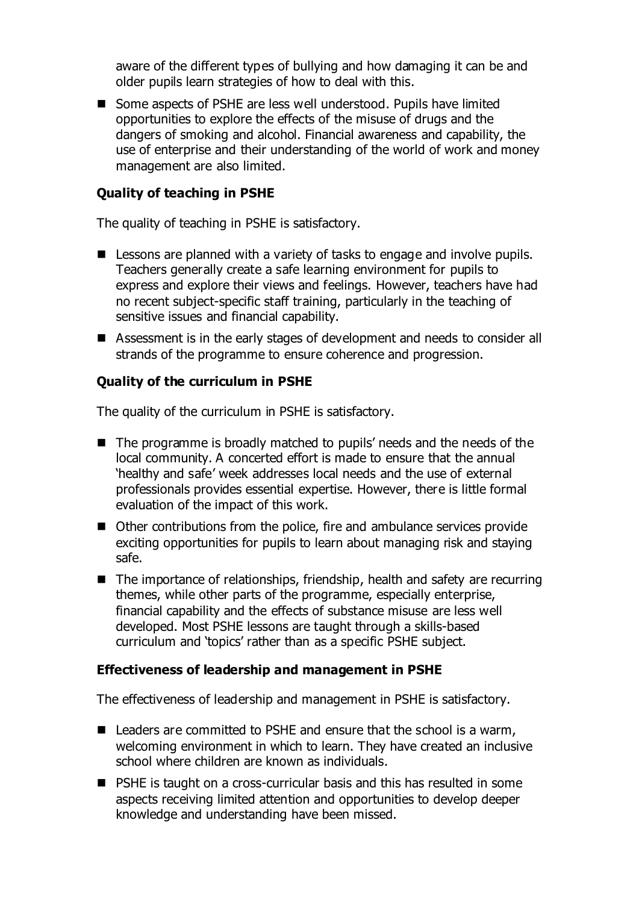aware of the different types of bullying and how damaging it can be and older pupils learn strategies of how to deal with this.

- Some aspects of PSHE are less well understood. Pupils have limited opportunities to explore the effects of the misuse of drugs and the dangers of smoking and alcohol. Financial awareness and capability, the use of enterprise and their understanding of the world of work and money management are also limited.

### Quality of teaching in PSHE

The quality of teaching in PSHE is satisfactory.

- Lessons are planned with a variety of tasks to engage and involve pupils. Teachers generally create a safe learning environment for pupils to express and explore their views and feelings. However, teachers have had no recent subject-specific staff training, particularly in the teaching of sensitive issues and financial capability.
- Assessment is in the early stages of development and needs to consider all strands of the programme to ensure coherence and progression.

### Quality of the curriculum in PSHE

The quality of the curriculum in PSHE is satisfactory.

- The programme is broadly matched to pupils' needs and the needs of the local community. A concerted effort is made to ensure that the annual 'healthy and safe' week addresses local needs and the use of external professionals provides essential expertise. However, there is little formal evaluation of the impact of this work.
- Other contributions from the police, fire and ambulance services provide exciting opportunities for pupils to learn about managing risk and staying safe.
- The importance of relationships, friendship, health and safety are recurring themes, while other parts of the programme, especially enterprise, financial capability and the effects of substance misuse are less well developed. Most PSHE lessons are taught through a skills-based curriculum and 'topics' rather than as a specific PSHE subject.

### Effectiveness of leadership and management in PSHE

The effectiveness of leadership and management in PSHE is satisfactory.

- Leaders are committed to PSHE and ensure that the school is a warm, welcoming environment in which to learn. They have created an inclusive school where children are known as individuals.
- PSHE is taught on a cross-curricular basis and this has resulted in some aspects receiving limited attention and opportunities to develop deeper knowledge and understanding have been missed.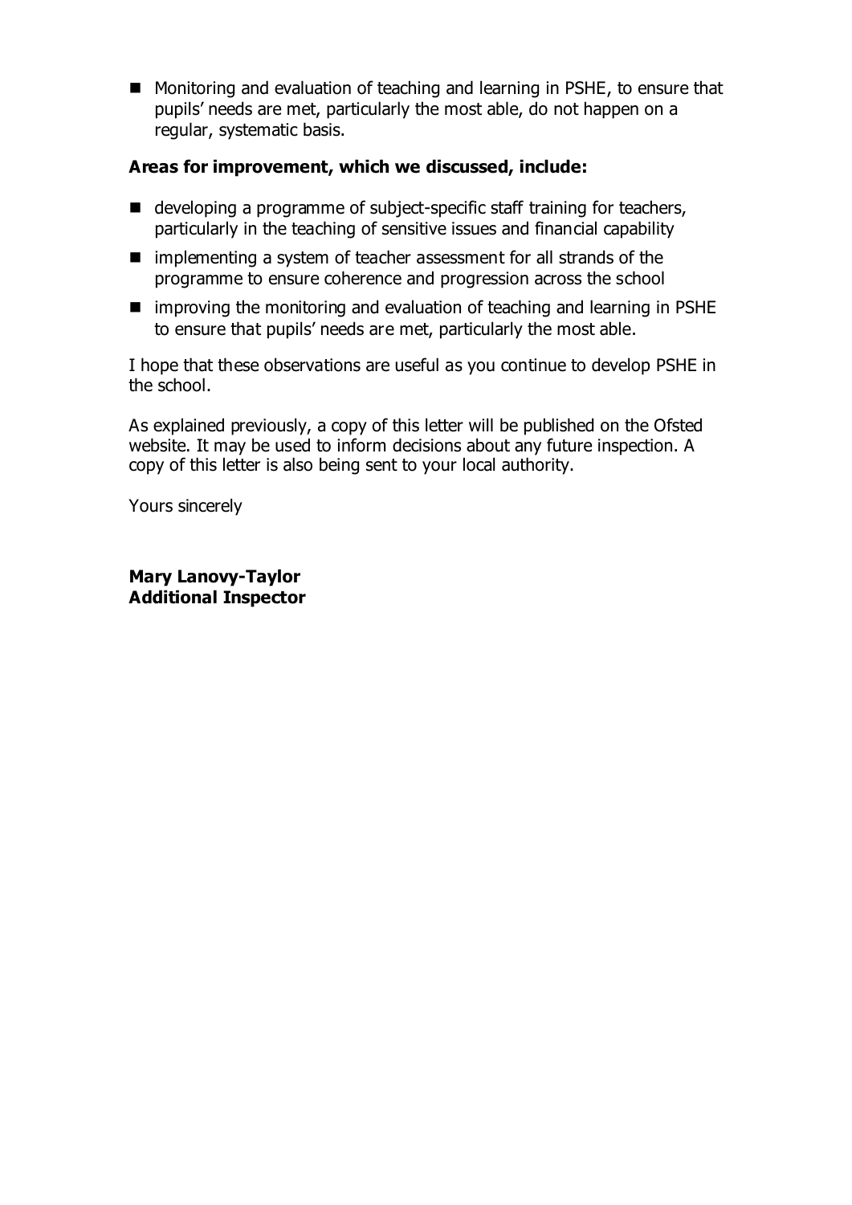- Monitoring and evaluation of teaching and learning in PSHE, to ensure that pupils' needs are met, particularly the most able, do not happen on a regular, systematic basis.

**Areas for improvement, which we discussed, include:**

- developing a programme of subject-specific staff training for teachers, particularly in the teaching of sensitive issues and financial capability
- implementing a system of teacher assessment for all strands of the programme to ensure coherence and progression across the school
- improving the monitoring and evaluation of teaching and learning in PSHE to ensure that pupils' needs are met, particularly the most able.

I hope that these observations are useful as you continue to develop PSHE in the school.

As explained previously, a copy of this letter will be published on the Ofsted website. It may be used to inform decisions about any future inspection. A copy of this letter is also being sent to your local authority.

Yours sincerely

**Mary Lanovy-Taylor**
**Additional Inspector**